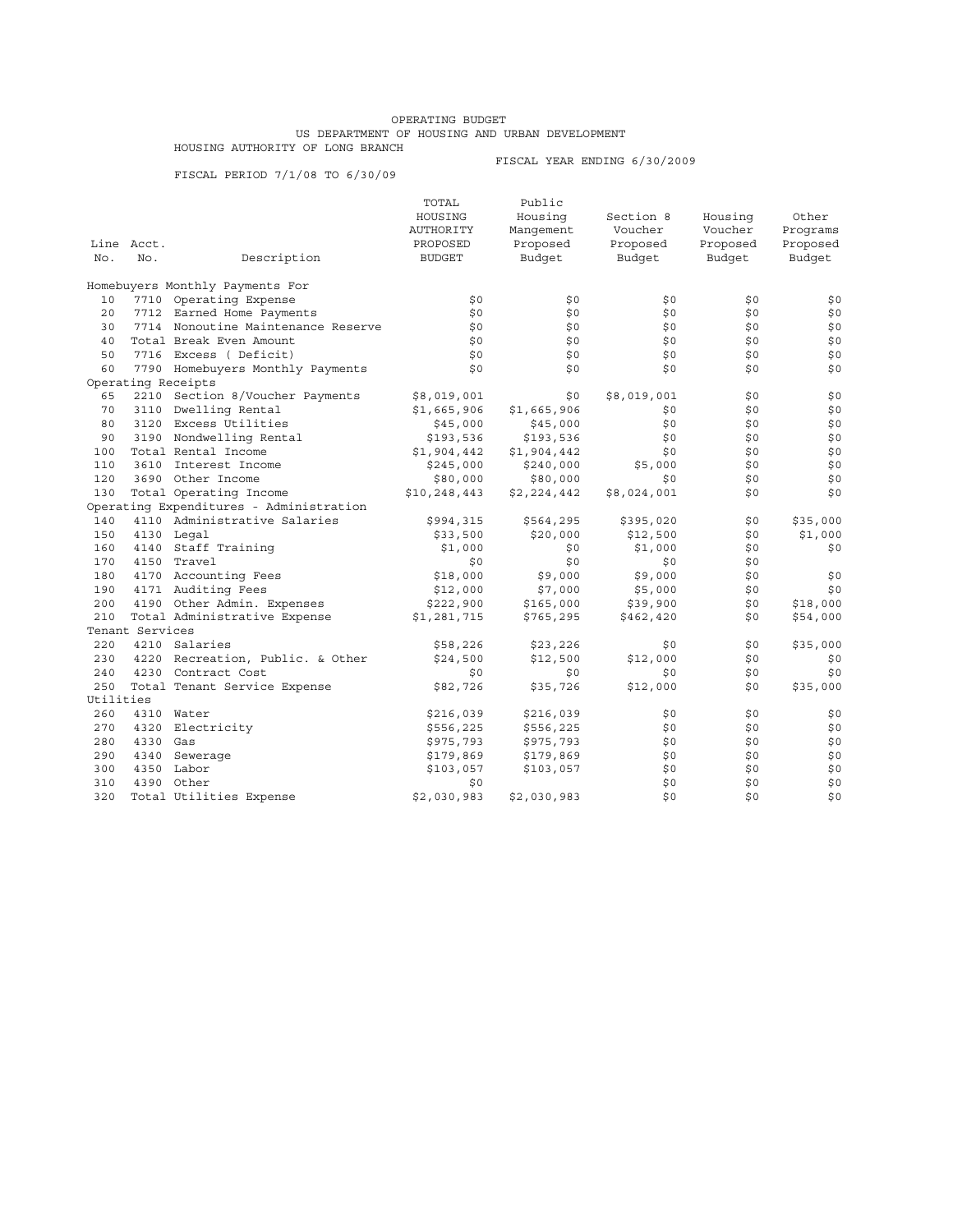OPERATING BUDGET
US DEPARTMENT OF HOUSING AND URBAN DEVELOPMENT
HOUSING AUTHORITY OF LONG BRANCH

FISCAL YEAR ENDING 6/30/2009

FISCAL PERIOD 7/1/08 TO 6/30/09

| Line No. | Acct. No. | Description | TOTAL HOUSING AUTHORITY PROPOSED BUDGET | Public Housing Mangement Proposed Budget | Section 8 Voucher Proposed Budget | Housing Voucher Proposed Budget | Other Programs Proposed Budget |
|---|---|---|---|---|---|---|---|
| Homebuyers Monthly Payments For | | | | | | | |
| 10 | 7710 | Operating Expense | $0 | $0 | $0 | $0 | $0 |
| 20 | 7712 | Earned Home Payments | $0 | $0 | $0 | $0 | $0 |
| 30 | 7714 | Nonoutine Maintenance Reserve | $0 | $0 | $0 | $0 | $0 |
| 40 | | Total Break Even Amount | $0 | $0 | $0 | $0 | $0 |
| 50 | 7716 | Excess ( Deficit) | $0 | $0 | $0 | $0 | $0 |
| 60 | 7790 | Homebuyers Monthly Payments | $0 | $0 | $0 | $0 | $0 |
| Operating Receipts | | | | | | | |
| 65 | 2210 | Section 8/Voucher Payments | $8,019,001 | $0 | $8,019,001 | $0 | $0 |
| 70 | 3110 | Dwelling Rental | $1,665,906 | $1,665,906 | $0 | $0 | $0 |
| 80 | 3120 | Excess Utilities | $45,000 | $45,000 | $0 | $0 | $0 |
| 90 | 3190 | Nondwelling Rental | $193,536 | $193,536 | $0 | $0 | $0 |
| 100 | | Total Rental Income | $1,904,442 | $1,904,442 | $0 | $0 | $0 |
| 110 | 3610 | Interest Income | $245,000 | $240,000 | $5,000 | $0 | $0 |
| 120 | 3690 | Other Income | $80,000 | $80,000 | $0 | $0 | $0 |
| 130 | | Total Operating Income | $10,248,443 | $2,224,442 | $8,024,001 | $0 | $0 |
| Operating Expenditures - Administration | | | | | | | |
| 140 | 4110 | Administrative Salaries | $994,315 | $564,295 | $395,020 | $0 | $35,000 |
| 150 | 4130 | Legal | $33,500 | $20,000 | $12,500 | $0 | $1,000 |
| 160 | 4140 | Staff Training | $1,000 | $0 | $1,000 | $0 | $0 |
| 170 | 4150 | Travel | $0 | $0 | $0 | $0 | |
| 180 | 4170 | Accounting Fees | $18,000 | $9,000 | $9,000 | $0 | $0 |
| 190 | 4171 | Auditing Fees | $12,000 | $7,000 | $5,000 | $0 | $0 |
| 200 | 4190 | Other Admin. Expenses | $222,900 | $165,000 | $39,900 | $0 | $18,000 |
| 210 | | Total Administrative Expense | $1,281,715 | $765,295 | $462,420 | $0 | $54,000 |
| Tenant Services | | | | | | | |
| 220 | 4210 | Salaries | $58,226 | $23,226 | $0 | $0 | $35,000 |
| 230 | 4220 | Recreation, Public. & Other | $24,500 | $12,500 | $12,000 | $0 | $0 |
| 240 | 4230 | Contract Cost | $0 | $0 | $0 | $0 | $0 |
| 250 | | Total Tenant Service Expense | $82,726 | $35,726 | $12,000 | $0 | $35,000 |
| Utilities | | | | | | | |
| 260 | 4310 | Water | $216,039 | $216,039 | $0 | $0 | $0 |
| 270 | 4320 | Electricity | $556,225 | $556,225 | $0 | $0 | $0 |
| 280 | 4330 | Gas | $975,793 | $975,793 | $0 | $0 | $0 |
| 290 | 4340 | Sewerage | $179,869 | $179,869 | $0 | $0 | $0 |
| 300 | 4350 | Labor | $103,057 | $103,057 | $0 | $0 | $0 |
| 310 | 4390 | Other | $0 | | $0 | $0 | $0 |
| 320 | | Total Utilities Expense | $2,030,983 | $2,030,983 | $0 | $0 | $0 |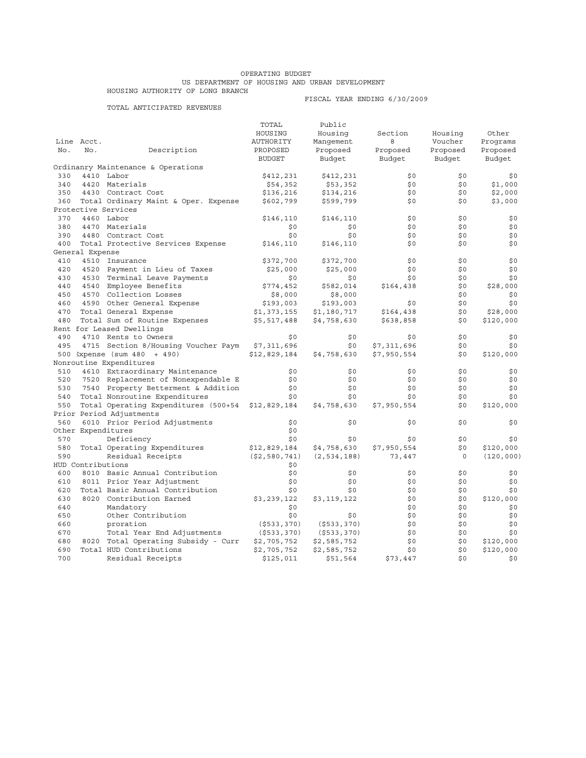OPERATING BUDGET
US DEPARTMENT OF HOUSING AND URBAN DEVELOPMENT
HOUSING AUTHORITY OF LONG BRANCH

FISCAL YEAR ENDING 6/30/2009

TOTAL ANTICIPATED REVENUES

| Line No. | Acct. No. | Description | TOTAL HOUSING AUTHORITY PROPOSED BUDGET | Public Housing Mangement Proposed Budget | Section 8 Proposed Budget | Housing Voucher Proposed Budget | Other Programs Proposed Budget |
|---|---|---|---|---|---|---|---|
| Ordinanry Maintenance & Operations | | | | | | | |
| 330 | 4410 | Labor | $412,231 | $412,231 | $0 | $0 | $0 |
| 340 | 4420 | Materials | $54,352 | $53,352 | $0 | $0 | $1,000 |
| 350 | 4430 | Contract Cost | $136,216 | $134,216 | $0 | $0 | $2,000 |
| 360 | | Total Ordinary Maint & Oper. Expense | $602,799 | $599,799 | $0 | $0 | $3,000 |
| Protective Services | | | | | | | |
| 370 | 4460 | Labor | $146,110 | $146,110 | $0 | $0 | $0 |
| 380 | 4470 | Materials | $0 | $0 | $0 | $0 | $0 |
| 390 | 4480 | Contract Cost | $0 | $0 | $0 | $0 | $0 |
| 400 | | Total Protective Services Expense | $146,110 | $146,110 | $0 | $0 | $0 |
| General Expense | | | | | | | |
| 410 | 4510 | Insurance | $372,700 | $372,700 | $0 | $0 | $0 |
| 420 | 4520 | Payment in Lieu of Taxes | $25,000 | $25,000 | $0 | $0 | $0 |
| 430 | 4530 | Terminal Leave Payments | $0 | $0 | $0 | $0 | $0 |
| 440 | 4540 | Employee Benefits | $774,452 | $582,014 | $164,438 | $0 | $28,000 |
| 450 | 4570 | Collection Losses | $8,000 | $8,000 | | $0 | $0 |
| 460 | 4590 | Other General Expense | $193,003 | $193,003 | $0 | $0 | $0 |
| 470 | | Total General Expense | $1,373,155 | $1,180,717 | $164,438 | $0 | $28,000 |
| 480 | | Total Sum of Routine Expenses | $5,517,488 | $4,758,630 | $638,858 | $0 | $120,000 |
| Rent for Leased Dwellings | | | | | | | |
| 490 | 4710 | Rents to Owners | $0 | $0 | $0 | $0 | $0 |
| 495 | 4715 | Section 8/Housing Voucher Paym | $7,311,696 | $0 | $7,311,696 | $0 | $0 |
| 500 | | Expense (sum 480 + 490) | $12,829,184 | $4,758,630 | $7,950,554 | $0 | $120,000 |
| Nonroutine Expenditures | | | | | | | |
| 510 | 4610 | Extraordinary Maintenance | $0 | $0 | $0 | $0 | $0 |
| 520 | 7520 | Replacement of Nonexpendable E | $0 | $0 | $0 | $0 | $0 |
| 530 | 7540 | Property Betterment & Addition | $0 | $0 | $0 | $0 | $0 |
| 540 | | Total Nonroutine Expenditures | $0 | $0 | $0 | $0 | $0 |
| 550 | | Total Operating Expenditures (500+54 | $12,829,184 | $4,758,630 | $7,950,554 | $0 | $120,000 |
| Prior Period Adjustments | | | | | | | |
| 560 | 6010 | Prior Period Adjustments | $0 | $0 | $0 | $0 | $0 |
| Other Expenditures | | | $0 | | | | |
| 570 | | Deficiency | $0 | $0 | $0 | $0 | $0 |
| 580 | | Total Operating Expenditures | $12,829,184 | $4,758,630 | $7,950,554 | $0 | $120,000 |
| 590 | | Residual Receipts | ($2,580,741) | (2,534,188) | 73,447 | 0 | (120,000) |
| HUD Contributions | | | $0 | | | | |
| 600 | 8010 | Basic Annual Contribution | $0 | $0 | $0 | $0 | $0 |
| 610 | 8011 | Prior Year Adjustment | $0 | $0 | $0 | $0 | $0 |
| 620 | | Total Basic Annual Contribution | $0 | $0 | $0 | $0 | $0 |
| 630 | 8020 | Contribution Earned | $3,239,122 | $3,119,122 | $0 | $0 | $120,000 |
| 640 | | Mandatory | $0 | | $0 | $0 | $0 |
| 650 | | Other Contribution | $0 | $0 | $0 | $0 | $0 |
| 660 | | proration | ($533,370) | ($533,370) | $0 | $0 | $0 |
| 670 | | Total Year End Adjustments | ($533,370) | ($533,370) | $0 | $0 | $0 |
| 680 | 8020 | Total Operating Subsidy - Curr | $2,705,752 | $2,585,752 | $0 | $0 | $120,000 |
| 690 | | Total HUD Contributions | $2,705,752 | $2,585,752 | $0 | $0 | $120,000 |
| 700 | | Residual Receipts | $125,011 | $51,564 | $73,447 | $0 | $0 |